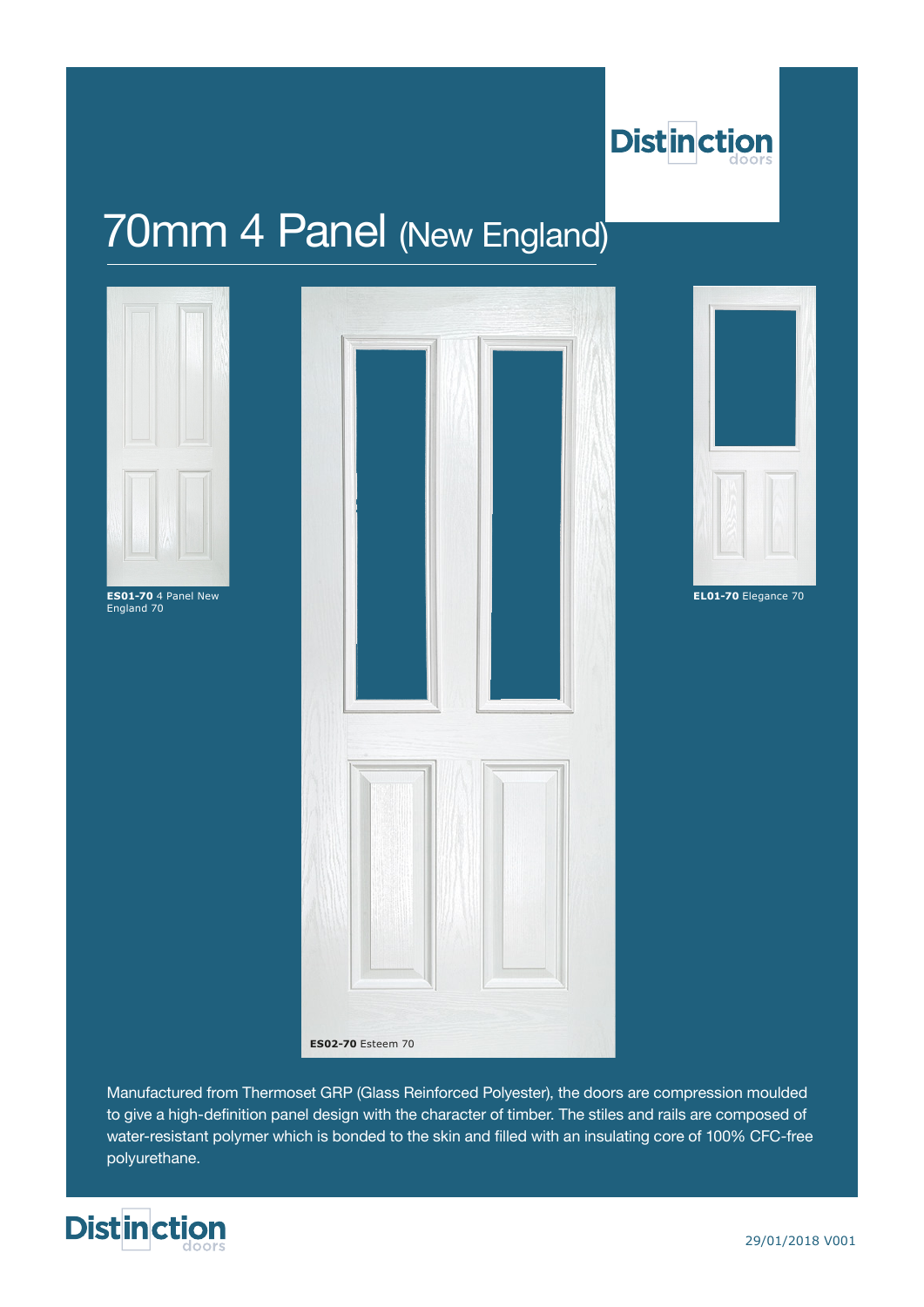# 70mm 4 Panel (New England)

**ES01-70** 4 Panel New England 70

**ES02-70** Esteem 70

**EL01-70** Elegance 70

Manufactured from Thermoset GRP (Glass Reinforced Polyester), the doors are compression moulded to give a high-definition panel design with the character of timber. The stiles and rails are composed of water-resistant polymer which is bonded to the skin and filled with an insulating core of 100% CFC-free polyurethane.

29/01/2018 V001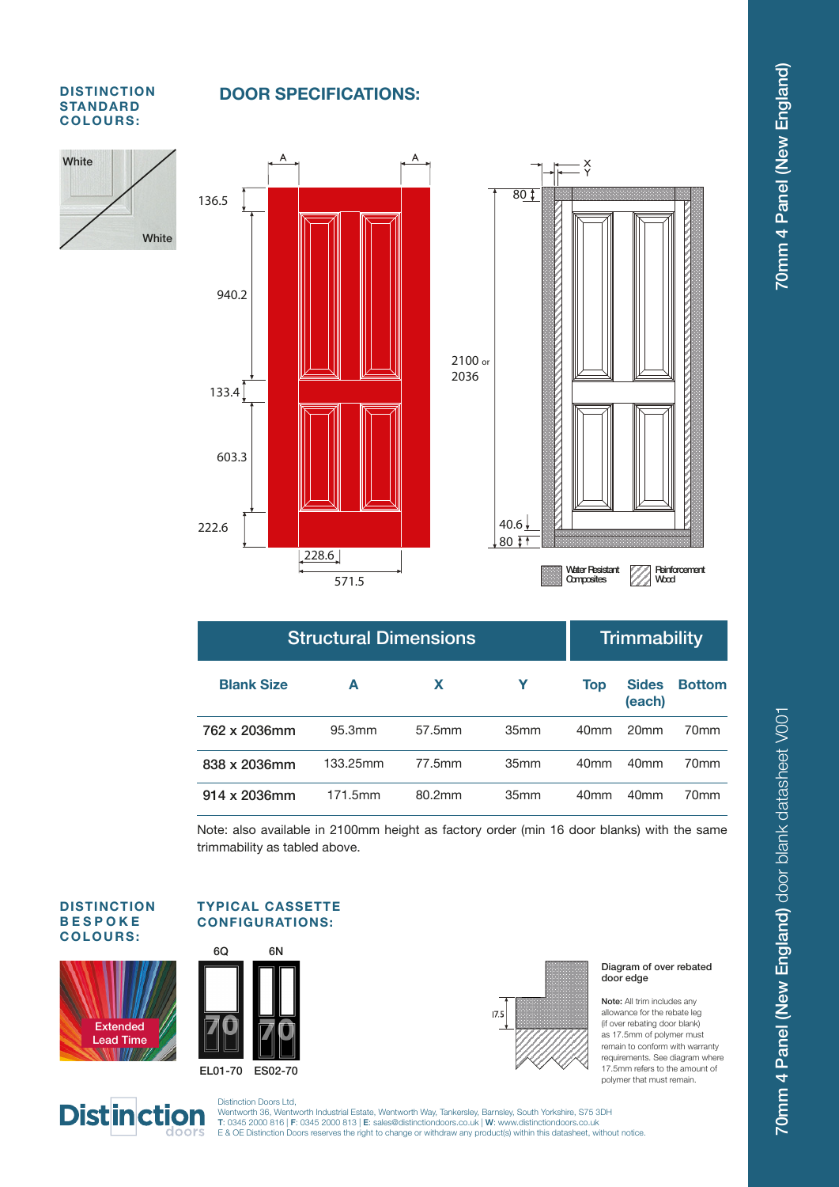## DISTINCTION STANDARD COLOURS:

White

White

## DOOR SPECIFICATIONS:

A A

136.5

940.2

133.4

603.3

222.6

228.6

571.5

X Y

80

2100 or 2036

40.6

80

Water Resistant Composites

Reinforcement Wood

| Structural Dimensions | | | | Trimmability | | |
|---|---|---|---|---|---|---|
| **Blank Size** | **A** | **X** | **Y** | **Top** | **Sides (each)** | **Bottom** |
| 762 x 2036mm | 95.3mm | 57.5mm | 35mm | 40mm | 20mm | 70mm |
| 838 x 2036mm | 133.25mm | 77.5mm | 35mm | 40mm | 40mm | 70mm |
| 914 x 2036mm | 171.5mm | 80.2mm | 35mm | 40mm | 40mm | 70mm |

Note: also available in 2100mm height as factory order (min 16 door blanks) with the same trimmability as tabled above.

## DISTINCTION BESPOKE COLOURS:

Extended Lead Time

## TYPICAL CASSETTE CONFIGURATIONS:

6Q 6N

EL01-70 ES02-70

17.5

**Diagram of over rebated door edge**

**Note:** All trim includes any allowance for the rebate leg (if over rebating door blank) as 17.5mm of polymer must remain to conform with warranty requirements. See diagram where 17.5mm refers to the amount of polymer that must remain.

Distinction doors

Distinction Doors Ltd,
Wentworth 36, Wentworth Industrial Estate, Wentworth Way, Tankersley, Barnsley, South Yorkshire, S75 3DH
**T:** 0345 2000 816 | **F:** 0345 2000 813 | **E:** sales@distinctiondoors.co.uk | **W:** www.distinctiondoors.co.uk
E & OE Distinction Doors reserves the right to change or withdraw any product(s) within this datasheet, without notice.

70mm 4 Panel (New England)

70mm 4 Panel (New England) door blank datasheet V001